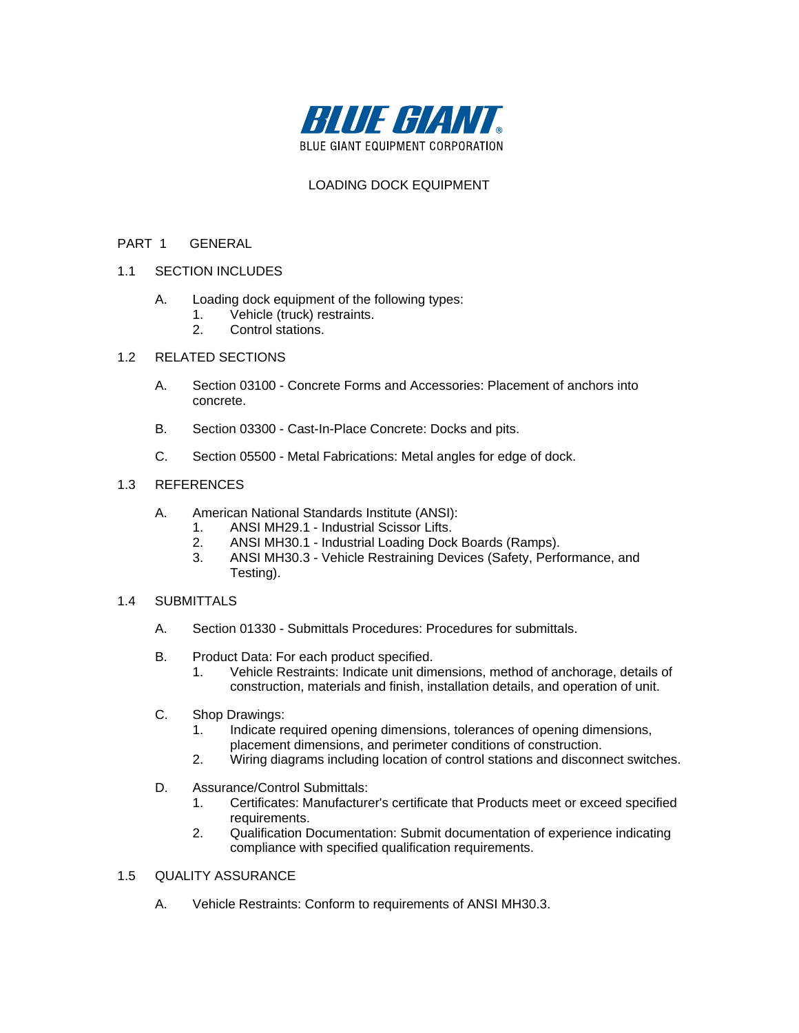BLUE GIANT®

BLUE GIANT EQUIPMENT CORPORATION

# LOADING DOCK EQUIPMENT

## PART 1 GENERAL

### 1.1 SECTION INCLUDES

A. Loading dock equipment of the following types:
   1. Vehicle (truck) restraints.
   2. Control stations.

### 1.2 RELATED SECTIONS

A. Section 03100 - Concrete Forms and Accessories: Placement of anchors into concrete.

B. Section 03300 - Cast-In-Place Concrete: Docks and pits.

C. Section 05500 - Metal Fabrications: Metal angles for edge of dock.

### 1.3 REFERENCES

A. American National Standards Institute (ANSI):
   1. ANSI MH29.1 - Industrial Scissor Lifts.
   2. ANSI MH30.1 - Industrial Loading Dock Boards (Ramps).
   3. ANSI MH30.3 - Vehicle Restraining Devices (Safety, Performance, and Testing).

### 1.4 SUBMITTALS

A. Section 01330 - Submittals Procedures: Procedures for submittals.

B. Product Data: For each product specified.
   1. Vehicle Restraints: Indicate unit dimensions, method of anchorage, details of construction, materials and finish, installation details, and operation of unit.

C. Shop Drawings:
   1. Indicate required opening dimensions, tolerances of opening dimensions, placement dimensions, and perimeter conditions of construction.
   2. Wiring diagrams including location of control stations and disconnect switches.

D. Assurance/Control Submittals:
   1. Certificates: Manufacturer's certificate that Products meet or exceed specified requirements.
   2. Qualification Documentation: Submit documentation of experience indicating compliance with specified qualification requirements.

### 1.5 QUALITY ASSURANCE

A. Vehicle Restraints: Conform to requirements of ANSI MH30.3.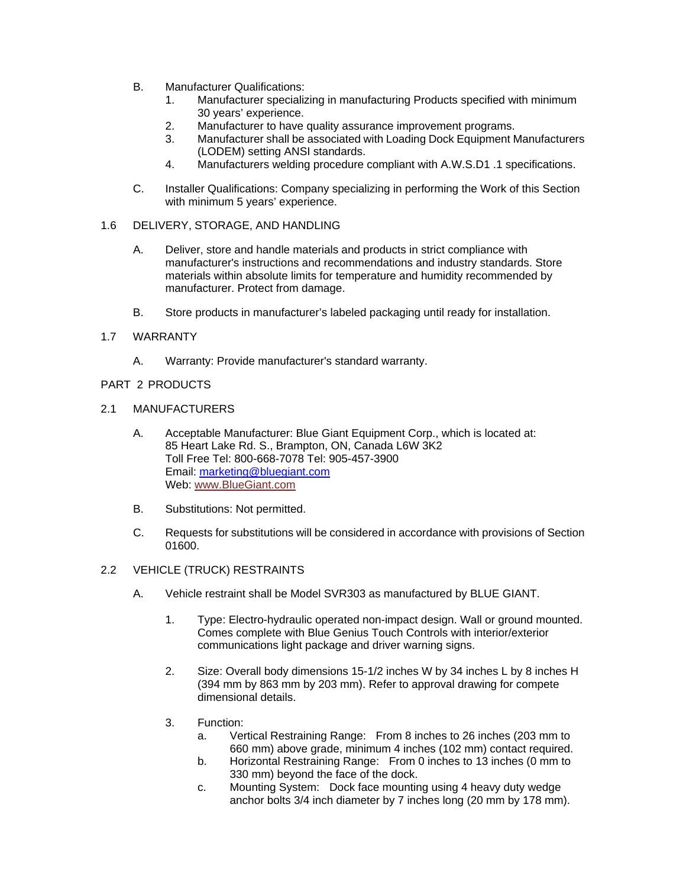B. Manufacturer Qualifications:
   1. Manufacturer specializing in manufacturing Products specified with minimum 30 years' experience.
   2. Manufacturer to have quality assurance improvement programs.
   3. Manufacturer shall be associated with Loading Dock Equipment Manufacturers (LODEM) setting ANSI standards.
   4. Manufacturers welding procedure compliant with A.W.S.D1 .1 specifications.

C. Installer Qualifications: Company specializing in performing the Work of this Section with minimum 5 years' experience.

## 1.6 DELIVERY, STORAGE, AND HANDLING

A. Deliver, store and handle materials and products in strict compliance with manufacturer's instructions and recommendations and industry standards. Store materials within absolute limits for temperature and humidity recommended by manufacturer. Protect from damage.

B. Store products in manufacturer's labeled packaging until ready for installation.

## 1.7 WARRANTY

A. Warranty: Provide manufacturer's standard warranty.

# PART 2 PRODUCTS

## 2.1 MANUFACTURERS

A. Acceptable Manufacturer: Blue Giant Equipment Corp., which is located at:
85 Heart Lake Rd. S., Brampton, ON, Canada L6W 3K2
Toll Free Tel: 800-668-7078 Tel: 905-457-3900
Email: [marketing@bluegiant.com](mailto:marketing@bluegiant.com)
Web: [www.BlueGiant.com](http://www.BlueGiant.com)

B. Substitutions: Not permitted.

C. Requests for substitutions will be considered in accordance with provisions of Section 01600.

## 2.2 VEHICLE (TRUCK) RESTRAINTS

A. Vehicle restraint shall be Model SVR303 as manufactured by BLUE GIANT.

   1. Type: Electro-hydraulic operated non-impact design. Wall or ground mounted. Comes complete with Blue Genius Touch Controls with interior/exterior communications light package and driver warning signs.

   2. Size: Overall body dimensions 15-1/2 inches W by 34 inches L by 8 inches H (394 mm by 863 mm by 203 mm). Refer to approval drawing for compete dimensional details.

   3. Function:
      a. Vertical Restraining Range: From 8 inches to 26 inches (203 mm to 660 mm) above grade, minimum 4 inches (102 mm) contact required.
      b. Horizontal Restraining Range: From 0 inches to 13 inches (0 mm to 330 mm) beyond the face of the dock.
      c. Mounting System: Dock face mounting using 4 heavy duty wedge anchor bolts 3/4 inch diameter by 7 inches long (20 mm by 178 mm).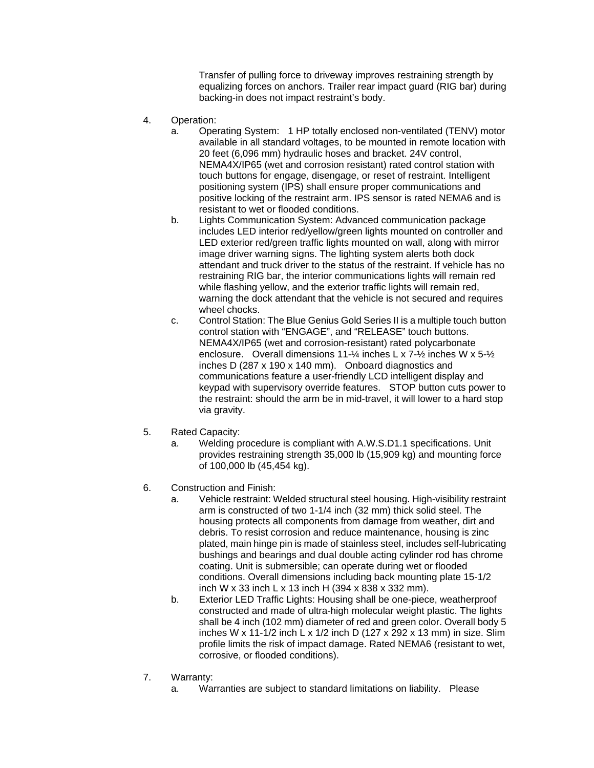Transfer of pulling force to driveway improves restraining strength by equalizing forces on anchors. Trailer rear impact guard (RIG bar) during backing-in does not impact restraint's body.

4. Operation:
   a. Operating System: 1 HP totally enclosed non-ventilated (TENV) motor available in all standard voltages, to be mounted in remote location with 20 feet (6,096 mm) hydraulic hoses and bracket. 24V control, NEMA4X/IP65 (wet and corrosion resistant) rated control station with touch buttons for engage, disengage, or reset of restraint. Intelligent positioning system (IPS) shall ensure proper communications and positive locking of the restraint arm. IPS sensor is rated NEMA6 and is resistant to wet or flooded conditions.
   b. Lights Communication System: Advanced communication package includes LED interior red/yellow/green lights mounted on controller and LED exterior red/green traffic lights mounted on wall, along with mirror image driver warning signs. The lighting system alerts both dock attendant and truck driver to the status of the restraint. If vehicle has no restraining RIG bar, the interior communications lights will remain red while flashing yellow, and the exterior traffic lights will remain red, warning the dock attendant that the vehicle is not secured and requires wheel chocks.
   c. Control Station: The Blue Genius Gold Series II is a multiple touch button control station with "ENGAGE", and "RELEASE" touch buttons. NEMA4X/IP65 (wet and corrosion-resistant) rated polycarbonate enclosure. Overall dimensions 11-¼ inches L x 7-½ inches W x 5-½ inches D (287 x 190 x 140 mm). Onboard diagnostics and communications feature a user-friendly LCD intelligent display and keypad with supervisory override features. STOP button cuts power to the restraint: should the arm be in mid-travel, it will lower to a hard stop via gravity.

5. Rated Capacity:
   a. Welding procedure is compliant with A.W.S.D1.1 specifications. Unit provides restraining strength 35,000 lb (15,909 kg) and mounting force of 100,000 lb (45,454 kg).

6. Construction and Finish:
   a. Vehicle restraint: Welded structural steel housing. High-visibility restraint arm is constructed of two 1-1/4 inch (32 mm) thick solid steel. The housing protects all components from damage from weather, dirt and debris. To resist corrosion and reduce maintenance, housing is zinc plated, main hinge pin is made of stainless steel, includes self-lubricating bushings and bearings and dual double acting cylinder rod has chrome coating. Unit is submersible; can operate during wet or flooded conditions. Overall dimensions including back mounting plate 15-1/2 inch W x 33 inch L x 13 inch H (394 x 838 x 332 mm).
   b. Exterior LED Traffic Lights: Housing shall be one-piece, weatherproof constructed and made of ultra-high molecular weight plastic. The lights shall be 4 inch (102 mm) diameter of red and green color. Overall body 5 inches W x 11-1/2 inch L x 1/2 inch D (127 x 292 x 13 mm) in size. Slim profile limits the risk of impact damage. Rated NEMA6 (resistant to wet, corrosive, or flooded conditions).

7. Warranty:
   a. Warranties are subject to standard limitations on liability. Please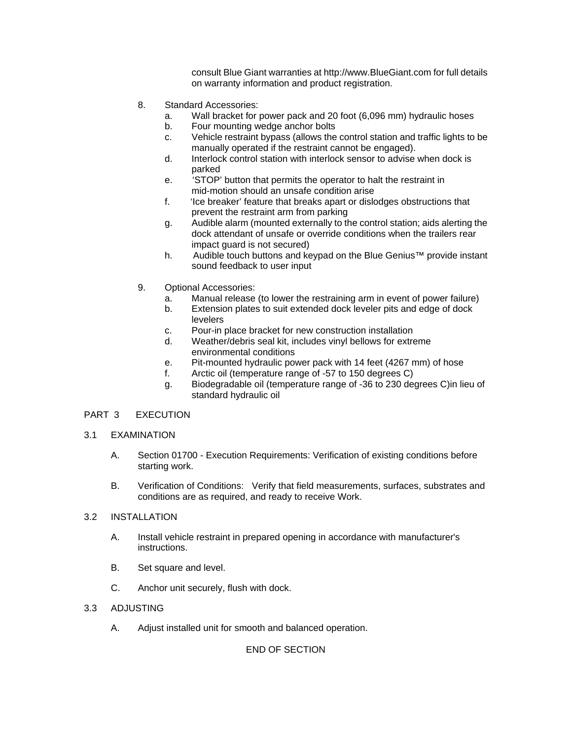consult Blue Giant warranties at http://www.BlueGiant.com for full details on warranty information and product registration.

8. Standard Accessories:
   a. Wall bracket for power pack and 20 foot (6,096 mm) hydraulic hoses
   b. Four mounting wedge anchor bolts
   c. Vehicle restraint bypass (allows the control station and traffic lights to be manually operated if the restraint cannot be engaged).
   d. Interlock control station with interlock sensor to advise when dock is parked
   e. 'STOP' button that permits the operator to halt the restraint in mid-motion should an unsafe condition arise
   f. 'Ice breaker' feature that breaks apart or dislodges obstructions that prevent the restraint arm from parking
   g. Audible alarm (mounted externally to the control station; aids alerting the dock attendant of unsafe or override conditions when the trailers rear impact guard is not secured)
   h. Audible touch buttons and keypad on the Blue Genius™ provide instant sound feedback to user input

9. Optional Accessories:
   a. Manual release (to lower the restraining arm in event of power failure)
   b. Extension plates to suit extended dock leveler pits and edge of dock levelers
   c. Pour-in place bracket for new construction installation
   d. Weather/debris seal kit, includes vinyl bellows for extreme environmental conditions
   e. Pit-mounted hydraulic power pack with 14 feet (4267 mm) of hose
   f. Arctic oil (temperature range of -57 to 150 degrees C)
   g. Biodegradable oil (temperature range of -36 to 230 degrees C)in lieu of standard hydraulic oil

## PART 3 EXECUTION

### 3.1 EXAMINATION

A. Section 01700 - Execution Requirements: Verification of existing conditions before starting work.

B. Verification of Conditions: Verify that field measurements, surfaces, substrates and conditions are as required, and ready to receive Work.

### 3.2 INSTALLATION

A. Install vehicle restraint in prepared opening in accordance with manufacturer's instructions.

B. Set square and level.

C. Anchor unit securely, flush with dock.

### 3.3 ADJUSTING

A. Adjust installed unit for smooth and balanced operation.

END OF SECTION